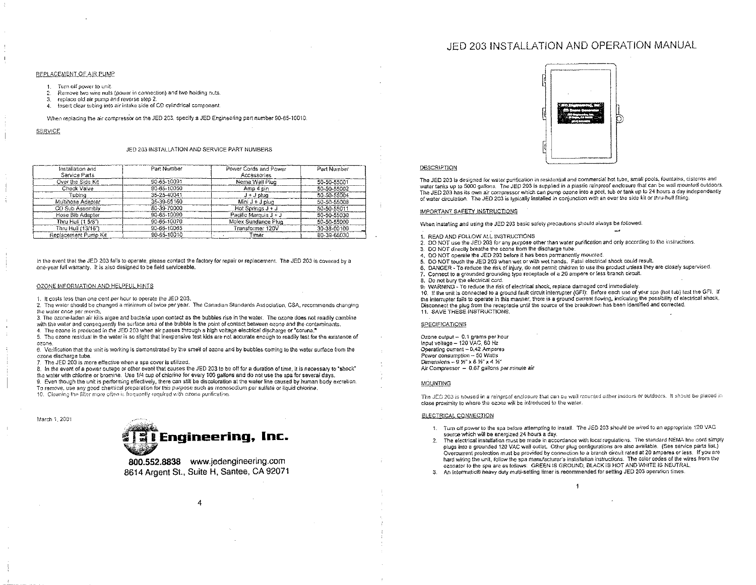## REPLACEMENT OF AIR PUMP

1. Turn off power to unit.
2. Remove two wire nuts (power in connection) and two holding nuts.
3. replace old air pump and reverse step 2.
4. Insert clear tubing into air intake side of CD cylindrical component.

When replacing the air compressor on the JED 203, specify a JED Engineering part number 90-65-10010.

## SERVICE

JED 203 INSTALLATION AND SERVICE PART NUMBERS

| Installation and Service Parts | Part Number | Power Cords and Power Accessories | Part Number |
|---|---|---|---|
| Over the Side Kit | 90-65-10091 | Nema Wall Plug | 50-50-55001 |
| Check Valve | 90-65-10050 | Amp 4 pin | 50-50-55002 |
| Tubing | 35-25-40041 | J + J plug | 50-50-55004 |
| Multihose Adapter | 35-39-65160 | Mini J + J plug | 50-50-55008 |
| CD Sub Assembly | 80-39-70000 | Hot Springs J + J | 50-50-55011 |
| Hose Bib Adapter | 90-65-10090 | Pacific Marquis J + J | 50-50-55030 |
| Thru Hull (1 5/8") | 90-65-10070 | Molex Sundance Plug | 50-50-55000 |
| Thru Hull (13/16") | 90-65-10065 | Transformer 120V | 30-38-00100 |
| Replacement Pump Kit | 90-65-10010 | Timer | 80-39-66030 |

In the event that the JED 203 fails to operate, please contact the factory for repair or replacement. The JED 203 is covered by a one-year full warranty. It is also designed to be field serviceable.

## OZONE INFORMATION AND HELPFUL HINTS

1. It costs less than one cent per hour to operate the JED 203.
2. The water should be changed a minimum of twice per year. The Canadian Standards Association, CSA, recommends changing the water once per month.
3. The ozone-laden air kills algae and bacteria upon contact as the bubbles rise in the water. The ozone does not readily combine with the water and consequently the surface area of the bubble is the point of contact between ozone and the contaminants.
4. The ozone is produced in the JED 203 when air passes through a high voltage electrical discharge or "corona."
5. The ozone residual in the water is so slight that inexpensive test kids are not accurate enough to readily test for the existence of ozone.
6. Verification that the unit is working is demonstrated by the smell of ozone and by bubbles coming to the water surface from the ozone discharge tube.
7. The JED 203 is more effective when a spa cover is utilized.
8. In the event of a power outage or other event that causes the JED 203 to be off for a duration of time, it is necessary to "shock" the water with chlorine or bromine. Use 1/4 cup of chlorine for every 100 gallons and do not use the spa for several days.
9. Even though the unit is performing effectively, there can still be discoloration at the water line caused by human body excretion. To remove, use any good chemical preparation for this purpose such as monosodium per sulfate or liquid chlorine.
10. Cleaning the filter more often is frequently required with ozone purification.

March 1, 2001

**JED Engineering, Inc.**

800.552.8838 www.jedengineering.com
8614 Argent St., Suite H, Santee, CA 92071

# JED 203 INSTALLATION AND OPERATION MANUAL

## DESCRIPTION

The JED 203 is designed for water purification in residential and commercial hot tubs, small pools, fountains, cisterns and water tanks up to 5000 gallons. The JED 203 is supplied in a plastic rainproof enclosure that can be wall mounted outdoors. The JED 203 has its own air compressor which can pump ozone into a pool, tub or tank up to 24 hours a day independently of water circulation. The JED 203 is typically installed in conjunction with an over the side kit or thru-hull fitting.

## IMPORTANT SAFETY INSTRUCTIONS

When installing and using the JED 203 basic safety precautions should always be followed.

1. READ AND FOLLOW ALL INSTRUCTIONS
2. DO NOT use the JED 203 for any purpose other than water purification and only according to the instructions.
3. DO NOT directly breathe the ozone from the discharge tube.
4. DO NOT operate the JED 203 before it has been permanently mounted.
5. DO NOT touch the JED 203 when wet or with wet hands. Fatal electrical shock could result.
6. DANGER - To reduce the risk of injury, do not permit children to use this product unless they are closely supervised.
7. Connect to a grounded grounding type receptacle of a 20 ampere or less branch circuit.
8. Do not bury the electrical cord.
9. WARNING - To reduce the risk of electrical shock, replace damaged cord immediately.
10. If the unit is connected to a ground fault circuit interrupter (GFI): Before each use of your spa (hot tub) test the GFI. If the interrupter fails to operate in this manner, there is a ground current flowing, indicating the possibility of electrical shock. Disconnect the plug from the receptacle until the source of the breakdown has been identified and corrected.
11. SAVE THESE INSTRUCTIONS.

## SPECIFICATIONS

Ozone output – 0.1 grams per hour
Input voltage – 120 VAC, 60 Hz
Operating current – 0.42 Amperes
Power consumption – 50 Watts
Dimensions – 9 ½" x 6 ½" x 4 ½"
Air Compressor – 0.67 gallons per minute air

## MOUNTING

The JED 203 is housed in a rainproof enclosure that can be wall mounted either indoors or outdoors. It should be placed in close proximity to where the ozone will be introduced to the water.

## ELECTRICAL CONNECTION

1. Turn off power to the spa before attempting to install. The JED 203 should be wired to an appropriate 120 VAC source which will be energized 24 hours a day.
2. The electrical installation must be made in accordance with local regulations. The standard NEMA line cord simply plugs into a grounded 120 VAC wall outlet. Other plug configurations are also available. (See service parts list.) Overcurrent protection must be provided by connection to a branch circuit rated at 20 amperes or less. If you are hard wiring the unit, follow the spa manufacturer's installation instructions. The color codes of the wires from the ozonator to the spa are as follows: GREEN IS GROUND, BLACK IS HOT AND WHITE IS NEUTRAL.
3. An Intermatic® heavy duty multi-setting timer is recommended for setting JED 203 operation times.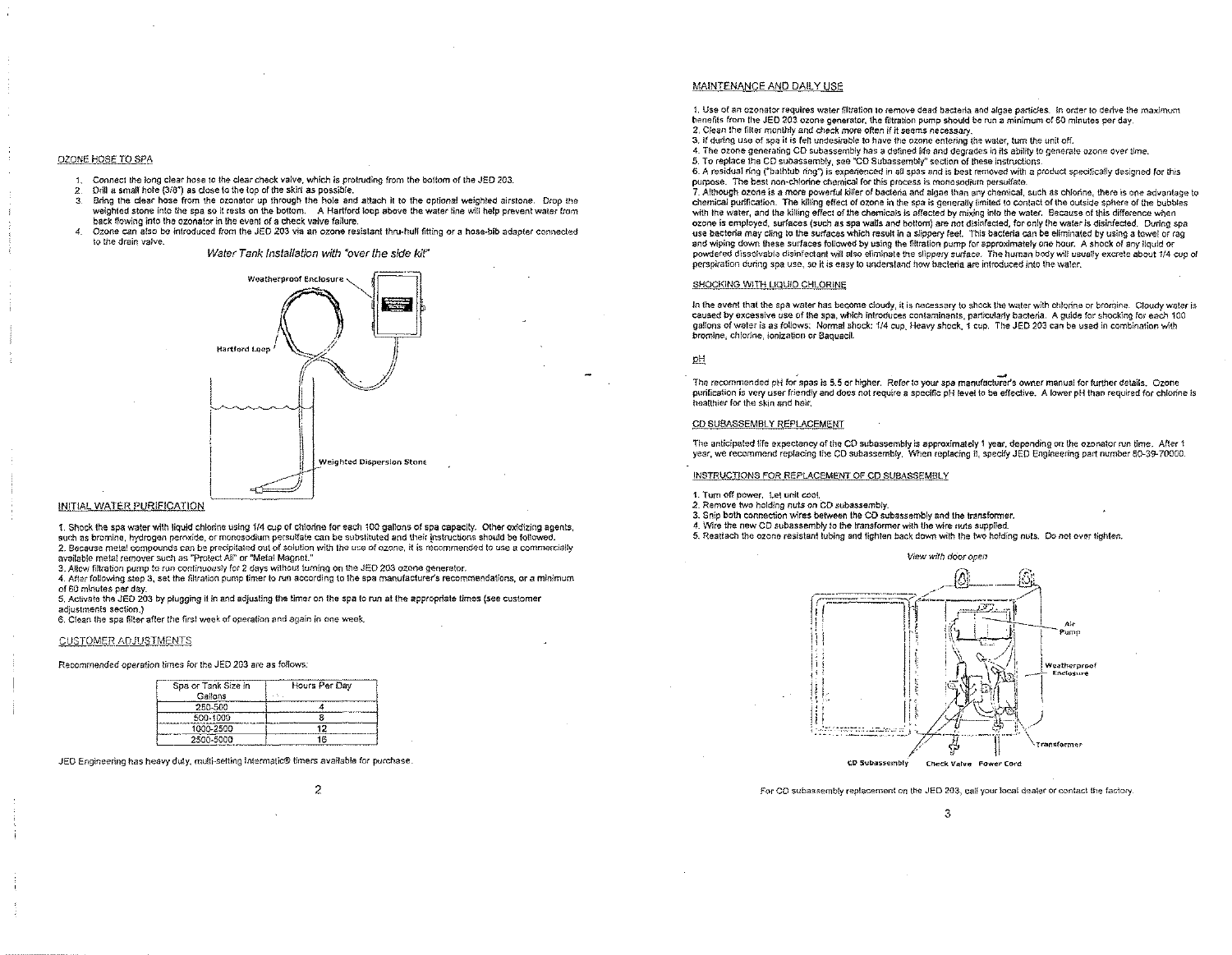## OZONE HOSE TO SPA

1. Connect the long clear hose to the clear check valve, which is protruding from the bottom of the JED 203.
2. Drill a small hole (3/8") as close to the top of the skirt as possible.
3. Bring the clear hose from the ozonator up through the hole and attach it to the optional weighted airstone. Drop the weighted stone into the spa so it rests on the bottom. A Hartford loop above the water line will help prevent water from back flowing into the ozonator in the event of a check valve failure.
4. Ozone can also be introduced from the JED 203 via an ozone resistant thru-hull fitting or a hose-bib adapter connected to the drain valve.

*Water Tank Installation with "over the side kit"*

Weatherproof Enclosure

Hartford Loop

Weighted Dispersion Stone

## INITIAL WATER PURIFICATION

1. Shock the spa water with liquid chlorine using 1/4 cup of chlorine for each 100 gallons of spa capacity. Other oxidizing agents, such as bromine, hydrogen peroxide, or monosodium persulfate can be substituted and their instructions should be followed.
2. Because metal compounds can be precipitated out of solution with the use of ozone, it is recommended to use a commercially available metal remover such as "Protect All" or "Metal Magnet."
3. Allow filtration pump to run continuously for 2 days without turning on the JED 203 ozone generator.
4. After following step 3, set the filtration pump timer to run according to the spa manufacturer's recommendations, or a minimum of 60 minutes per day.
5. Activate the JED 203 by plugging it in and adjusting the timer on the spa to run at the appropriate times (see customer adjustments section.)
6. Clean the spa filter after the first week of operation and again in one week.

## CUSTOMER ADJUSTMENTS

Recommended operation times for the JED 203 are as follows:

| Spa or Tank Size in Gallons | Hours Per Day |
|---|---|
| 250-500 | 4 |
| 500-1000 | 8 |
| 1000-2500 | 12 |
| 2500-5000 | 16 |

JED Engineering has heavy duty, multi-setting Intermatic® timers available for purchase.

## MAINTENANCE AND DAILY USE

1. Use of an ozonator requires water filtration to remove dead bacteria and algae particles. In order to derive the maximum benefits from the JED 203 ozone generator, the filtration pump should be run a minimum of 60 minutes per day.
2. Clean the filter monthly and check more often if it seems necessary.
3. If during use of spa it is felt undesirable to have the ozone entering the water, turn the unit off.
4. The ozone generating CD subassembly has a defined life and degrades in its ability to generate ozone over time.
5. To replace the CD subassembly, see "CD Subassembly" section of these instructions.
6. A residual ring ("bathtub ring") is experienced in all spas and is best removed with a product specifically designed for this purpose. The best non-chlorine chemical for this process is mono sodium persulfate.
7. Although ozone is a more powerful killer of bacteria and algae than any chemical, such as chlorine, there is one advantage to chemical purification. The killing effect of ozone in the spa is generally limited to contact of the outside sphere of the bubbles with the water, and the killing effect of the chemicals is affected by mixing into the water. Because of this difference when ozone is employed, surfaces (such as spa walls and bottom) are not disinfected, for only the water is disinfected. During spa use bacteria may cling to the surfaces which result in a slippery feel. This bacteria can be eliminated by using a towel or rag and wiping down these surfaces followed by using the filtration pump for approximately one hour. A shock of any liquid or powdered dissolvable disinfectant will also eliminate the slippery surface. The human body will usually excrete about 1/4 cup of perspiration during spa use, so it is easy to understand how bacteria are introduced into the water.

## SHOCKING WITH LIQUID CHLORINE

In the event that the spa water has become cloudy, it is necessary to shock the water with chlorine or bromine. Cloudy water is caused by excessive use of the spa, which introduces contaminants, particularly bacteria. A guide for shocking for each 100 gallons of water is as follows: Normal shock: 1/4 cup, Heavy shock, 1 cup. The JED 203 can be used in combination with bromine, chlorine, ionization or Baquacil.

## pH

The recommended pH for spas is 5.5 or higher. Refer to your spa manufacturer's owner manual for further details. Ozone purification is very user friendly and does not require a specific pH level to be effective. A lower pH than required for chlorine is healthier for the skin and hair.

## CD SUBASSEMBLY REPLACEMENT

The anticipated life expectancy of the CD subassembly is approximately 1 year, depending on the ozonator run time. After 1 year, we recommend replacing the CD subassembly. When replacing it, specify JED Engineering part number 80-39-70000.

## INSTRUCTIONS FOR REPLACEMENT OF CD SUBASSEMBLY

1. Turn off power. Let unit cool.
2. Remove two holding nuts on CD subassembly.
3. Snip both connection wires between the CD subassembly and the transformer.
4. Wire the new CD subassembly to the transformer with the wire nuts supplied.
5. Reattach the ozone resistant tubing and tighten back down with the two holding nuts. Do not over tighten.

*View with door open*

Air Pump

Weatherproof Enclosure

Transformer

CD Subassembly   Check Valve   Power Cord

For CD subassembly replacement on the JED 203, call your local dealer or contact the factory.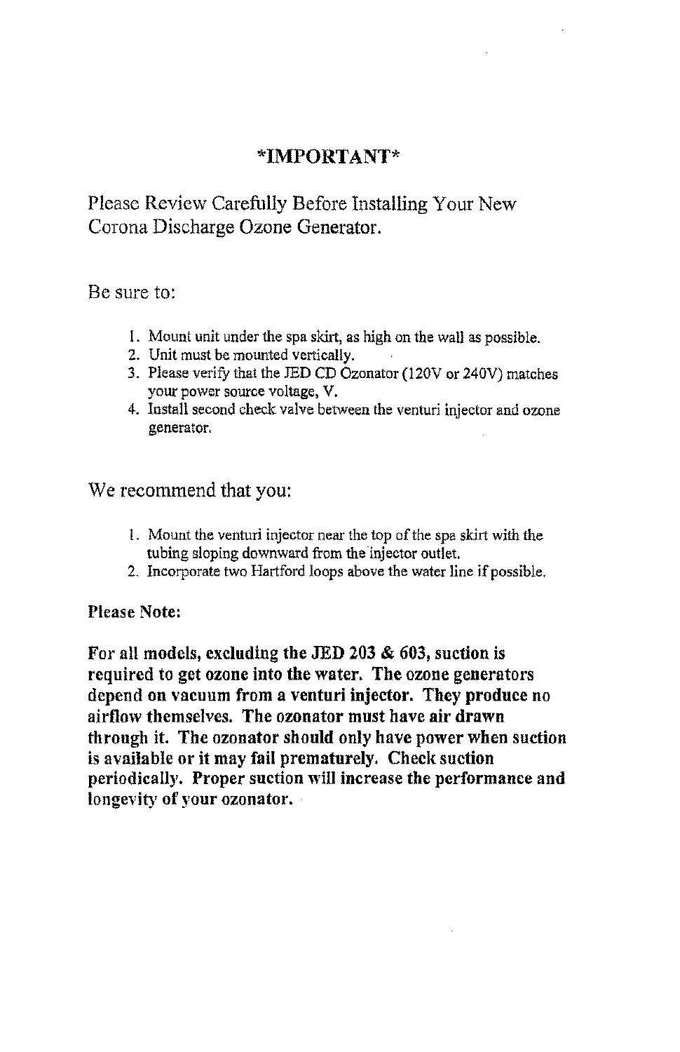## \*IMPORTANT\*

Please Review Carefully Before Installing Your New Corona Discharge Ozone Generator.

Be sure to:

1. Mount unit under the spa skirt, as high on the wall as possible.
2. Unit must be mounted vertically.
3. Please verify that the JED CD Ozonator (120V or 240V) matches your power source voltage, V.
4. Install second check valve between the venturi injector and ozone generator.

We recommend that you:

1. Mount the venturi injector near the top of the spa skirt with the tubing sloping downward from the injector outlet.
2. Incorporate two Hartford loops above the water line if possible.

**Please Note:**

**For all models, excluding the JED 203 & 603, suction is required to get ozone into the water. The ozone generators depend on vacuum from a venturi injector. They produce no airflow themselves. The ozonator must have air drawn through it. The ozonator should only have power when suction is available or it may fail prematurely. Check suction periodically. Proper suction will increase the performance and longevity of your ozonator.**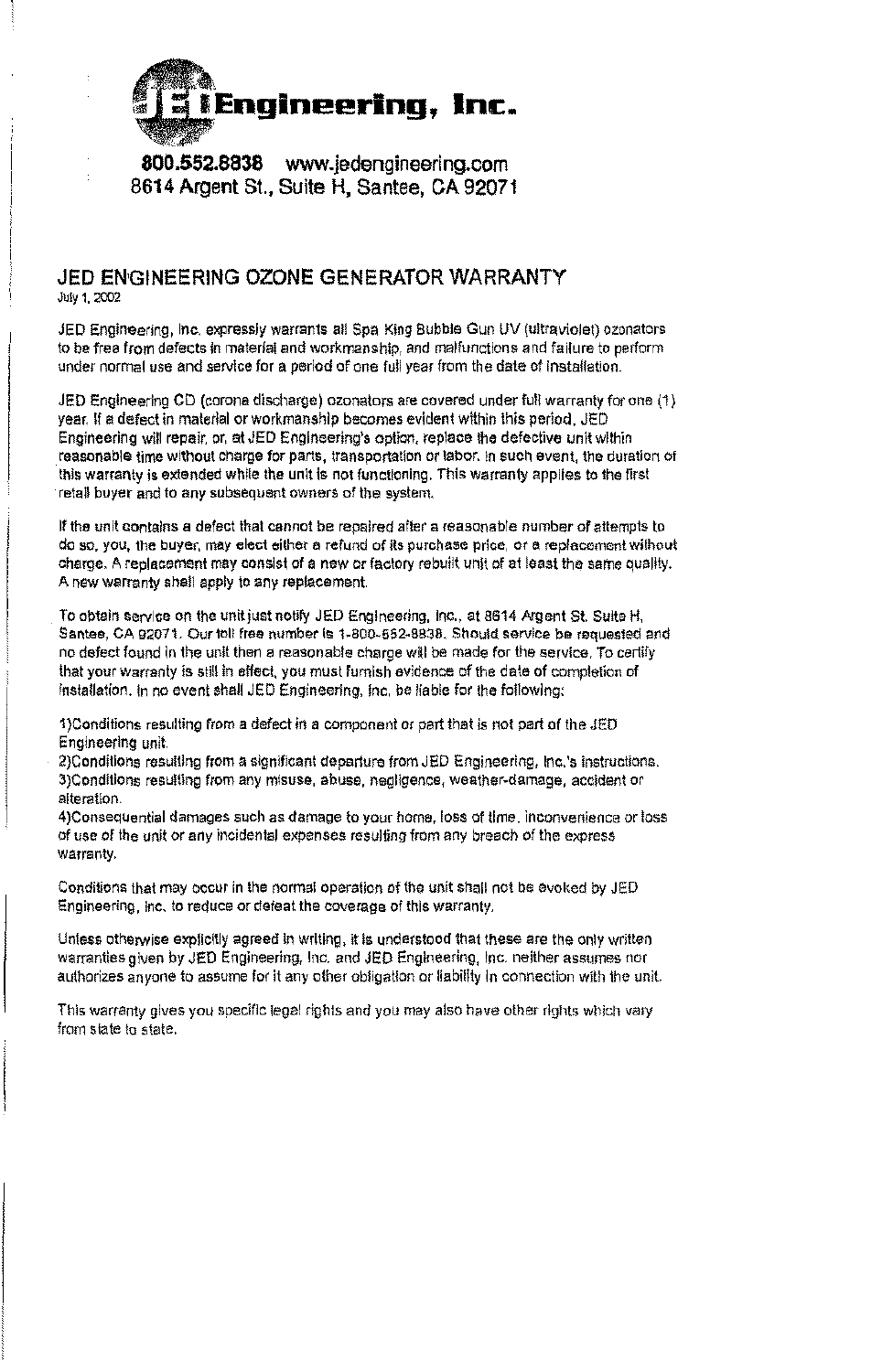# JED Engineering, Inc.

**800.552.8838** www.jedengineering.com
8614 Argent St., Suite H, Santee, CA 92071

## JED ENGINEERING OZONE GENERATOR WARRANTY

July 1, 2002

JED Engineering, Inc. expressly warrants all Spa King Bubble Gun UV (ultraviolet) ozonators to be free from defects in material and workmanship, and malfunctions and failure to perform under normal use and service for a period of one full year from the date of installation.

JED Engineering CD (corona discharge) ozonators are covered under full warranty for one (1) year. If a defect in material or workmanship becomes evident within this period, JED Engineering will repair, or, at JED Engineering's option, replace the defective unit within reasonable time without charge for parts, transportation or labor. In such event, the duration of this warranty is extended while the unit is not functioning. This warranty applies to the first retail buyer and to any subsequent owners of the system.

If the unit contains a defect that cannot be repaired after a reasonable number of attempts to do so, you, the buyer, may elect either a refund of its purchase price, or a replacement without charge. A replacement may consist of a new or factory rebuilt unit of at least the same quality. A new warranty shall apply to any replacement.

To obtain service on the unit just notify JED Engineering, Inc., at 8614 Argent St. Suite H, Santee, CA 92071. Our toll free number is 1-800-552-8838. Should service be requested and no defect found in the unit then a reasonable charge will be made for the service. To certify that your warranty is still in effect, you must furnish evidence of the date of completion of installation. In no event shall JED Engineering, Inc. be liable for the following:

1)Conditions resulting from a defect in a component or part that is not part of the JED Engineering unit.
2)Conditions resulting from a significant departure from JED Engineering, Inc.'s instructions.
3)Conditions resulting from any misuse, abuse, negligence, weather-damage, accident or alteration.
4)Consequential damages such as damage to your home, loss of time, inconvenience or loss of use of the unit or any incidental expenses resulting from any breach of the express warranty.

Conditions that may occur in the normal operation of the unit shall not be evoked by JED Engineering, Inc. to reduce or defeat the coverage of this warranty.

Unless otherwise explicitly agreed in writing, it is understood that these are the only written warranties given by JED Engineering, Inc. and JED Engineering, Inc. neither assumes nor authorizes anyone to assume for it any other obligation or liability in connection with the unit.

This warranty gives you specific legal rights and you may also have other rights which vary from state to state.